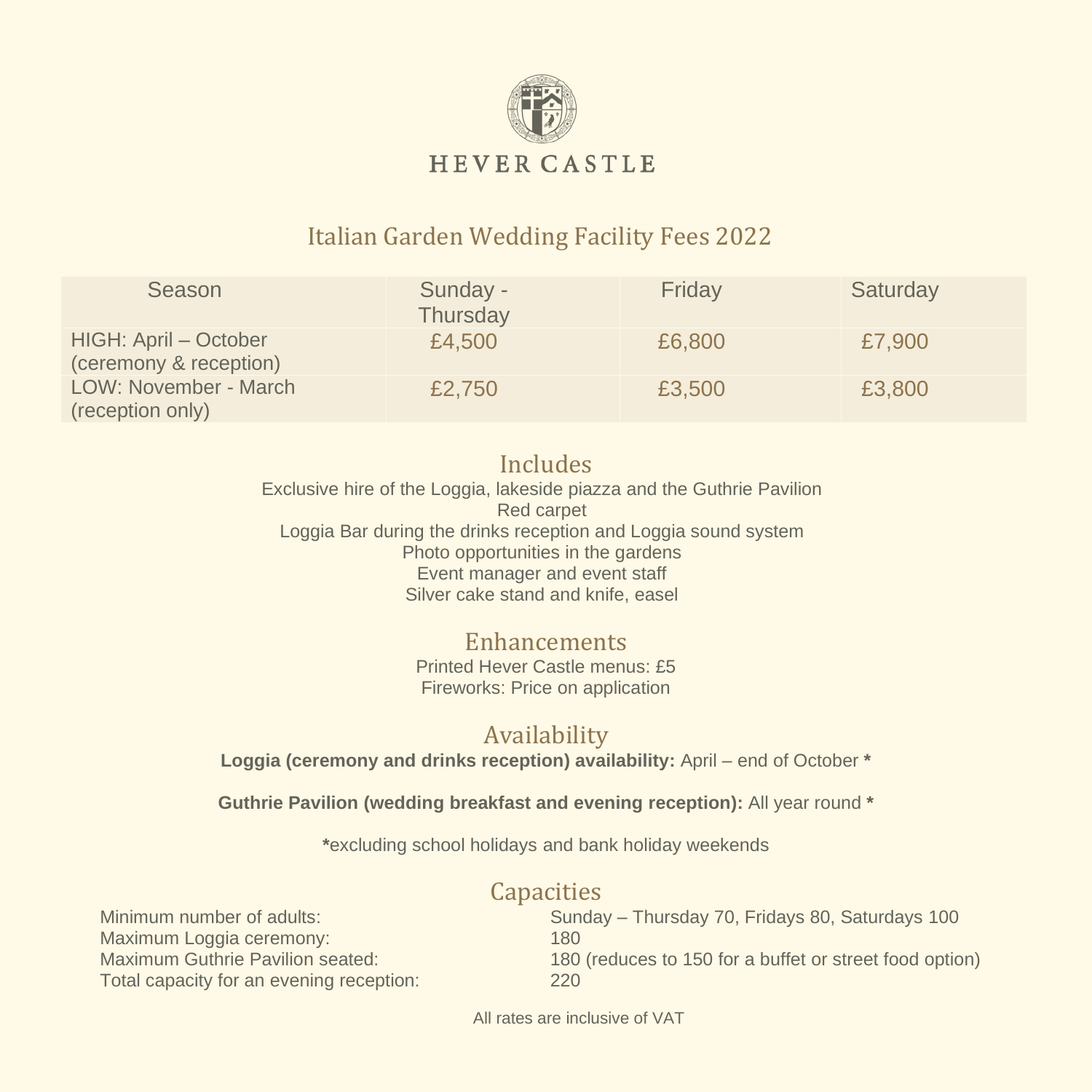# HEVER CASTLE

## Italian Garden Wedding Facility Fees 2022

| Season | Sunday - Thursday | Friday | Saturday |
|---|---|---|---|
| HIGH: April – October (ceremony & reception) | £4,500 | £6,800 | £7,900 |
| LOW: November - March (reception only) | £2,750 | £3,500 | £3,800 |

### Includes

Exclusive hire of the Loggia, lakeside piazza and the Guthrie Pavilion
Red carpet
Loggia Bar during the drinks reception and Loggia sound system
Photo opportunities in the gardens
Event manager and event staff
Silver cake stand and knife, easel

### Enhancements

Printed Hever Castle menus: £5
Fireworks: Price on application

### Availability

**Loggia (ceremony and drinks reception) availability:** April – end of October **\***

**Guthrie Pavilion (wedding breakfast and evening reception):** All year round **\***

**\***excluding school holidays and bank holiday weekends

### Capacities

| | |
|---|---|
| Minimum number of adults: | Sunday – Thursday 70, Fridays 80, Saturdays 100 |
| Maximum Loggia ceremony: | 180 |
| Maximum Guthrie Pavilion seated: | 180 (reduces to 150 for a buffet or street food option) |
| Total capacity for an evening reception: | 220 |

All rates are inclusive of VAT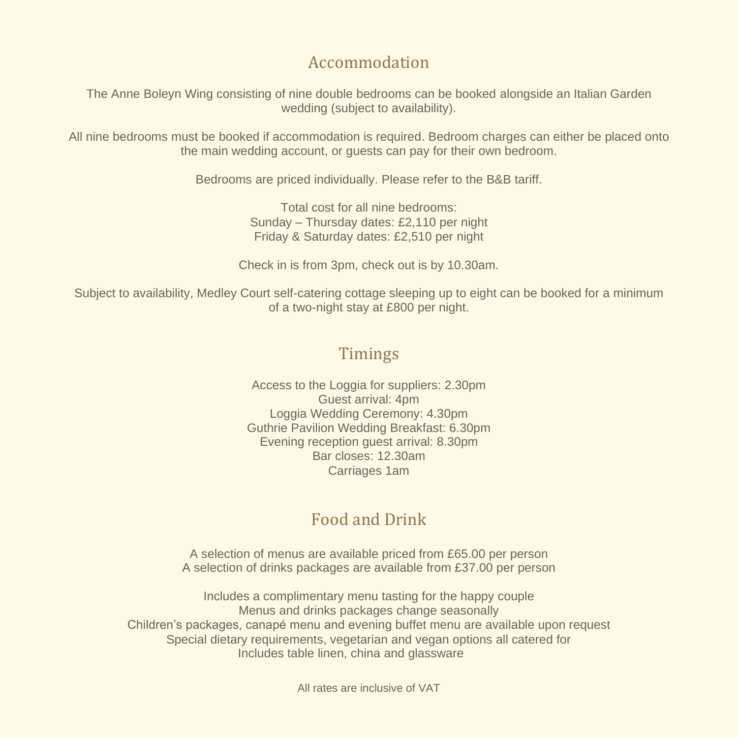## Accommodation

The Anne Boleyn Wing consisting of nine double bedrooms can be booked alongside an Italian Garden wedding (subject to availability).

All nine bedrooms must be booked if accommodation is required. Bedroom charges can either be placed onto the main wedding account, or guests can pay for their own bedroom.

Bedrooms are priced individually. Please refer to the B&B tariff.

Total cost for all nine bedrooms:
Sunday – Thursday dates: £2,110 per night
Friday & Saturday dates: £2,510 per night

Check in is from 3pm, check out is by 10.30am.

Subject to availability, Medley Court self-catering cottage sleeping up to eight can be booked for a minimum of a two-night stay at £800 per night.

## Timings

Access to the Loggia for suppliers: 2.30pm
Guest arrival: 4pm
Loggia Wedding Ceremony: 4.30pm
Guthrie Pavilion Wedding Breakfast: 6.30pm
Evening reception guest arrival: 8.30pm
Bar closes: 12.30am
Carriages 1am

## Food and Drink

A selection of menus are available priced from £65.00 per person
A selection of drinks packages are available from £37.00 per person

Includes a complimentary menu tasting for the happy couple
Menus and drinks packages change seasonally
Children's packages, canapé menu and evening buffet menu are available upon request
Special dietary requirements, vegetarian and vegan options all catered for
Includes table linen, china and glassware

All rates are inclusive of VAT